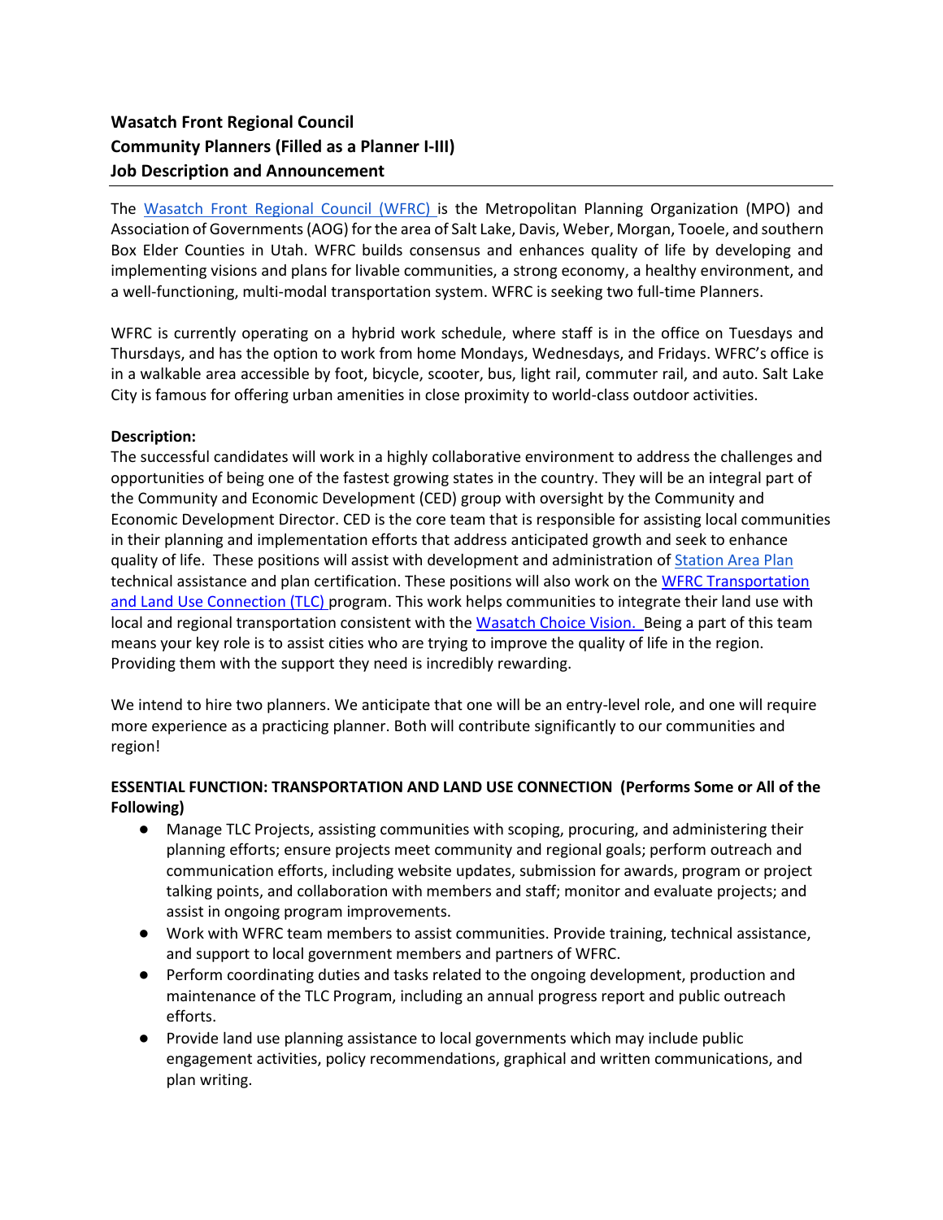**Wasatch Front Regional Council**
**Community Planners (Filled as a Planner I-III)**
**Job Description and Announcement**

---

The Wasatch Front Regional Council (WFRC) is the Metropolitan Planning Organization (MPO) and Association of Governments (AOG) for the area of Salt Lake, Davis, Weber, Morgan, Tooele, and southern Box Elder Counties in Utah. WFRC builds consensus and enhances quality of life by developing and implementing visions and plans for livable communities, a strong economy, a healthy environment, and a well-functioning, multi-modal transportation system. WFRC is seeking two full-time Planners.

WFRC is currently operating on a hybrid work schedule, where staff is in the office on Tuesdays and Thursdays, and has the option to work from home Mondays, Wednesdays, and Fridays. WFRC's office is in a walkable area accessible by foot, bicycle, scooter, bus, light rail, commuter rail, and auto. Salt Lake City is famous for offering urban amenities in close proximity to world-class outdoor activities.

**Description:**

The successful candidates will work in a highly collaborative environment to address the challenges and opportunities of being one of the fastest growing states in the country. They will be an integral part of the Community and Economic Development (CED) group with oversight by the Community and Economic Development Director. CED is the core team that is responsible for assisting local communities in their planning and implementation efforts that address anticipated growth and seek to enhance quality of life. These positions will assist with development and administration of Station Area Plan technical assistance and plan certification. These positions will also work on the WFRC Transportation and Land Use Connection (TLC) program. This work helps communities to integrate their land use with local and regional transportation consistent with the Wasatch Choice Vision. Being a part of this team means your key role is to assist cities who are trying to improve the quality of life in the region. Providing them with the support they need is incredibly rewarding.

We intend to hire two planners. We anticipate that one will be an entry-level role, and one will require more experience as a practicing planner. Both will contribute significantly to our communities and region!

**ESSENTIAL FUNCTION: TRANSPORTATION AND LAND USE CONNECTION (Performs Some or All of the Following)**

- Manage TLC Projects, assisting communities with scoping, procuring, and administering their planning efforts; ensure projects meet community and regional goals; perform outreach and communication efforts, including website updates, submission for awards, program or project talking points, and collaboration with members and staff; monitor and evaluate projects; and assist in ongoing program improvements.
- Work with WFRC team members to assist communities. Provide training, technical assistance, and support to local government members and partners of WFRC.
- Perform coordinating duties and tasks related to the ongoing development, production and maintenance of the TLC Program, including an annual progress report and public outreach efforts.
- Provide land use planning assistance to local governments which may include public engagement activities, policy recommendations, graphical and written communications, and plan writing.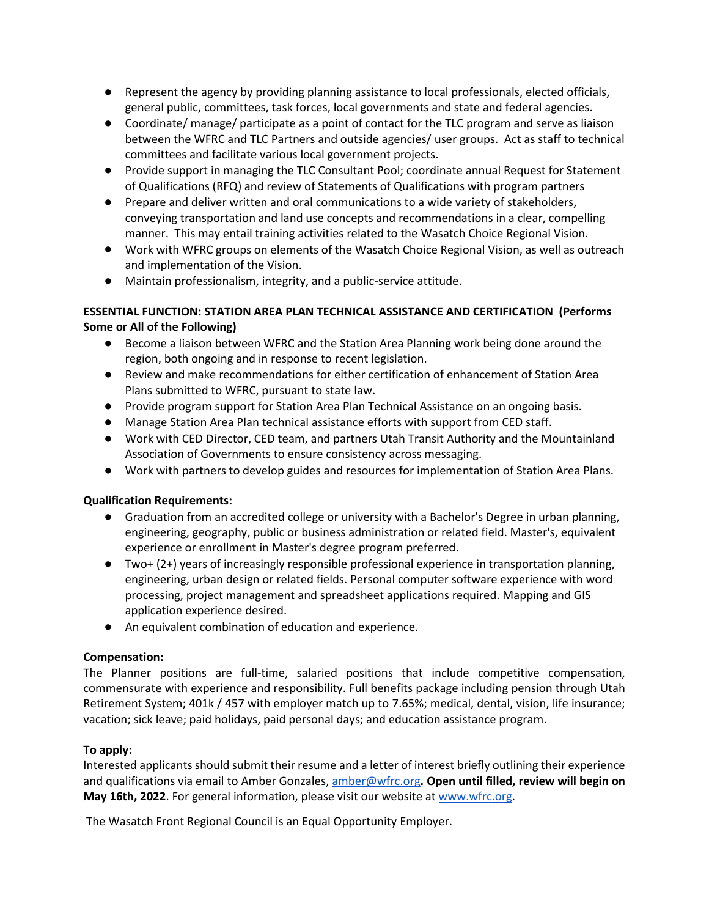- Represent the agency by providing planning assistance to local professionals, elected officials, general public, committees, task forces, local governments and state and federal agencies.
- Coordinate/ manage/ participate as a point of contact for the TLC program and serve as liaison between the WFRC and TLC Partners and outside agencies/ user groups. Act as staff to technical committees and facilitate various local government projects.
- Provide support in managing the TLC Consultant Pool; coordinate annual Request for Statement of Qualifications (RFQ) and review of Statements of Qualifications with program partners
- Prepare and deliver written and oral communications to a wide variety of stakeholders, conveying transportation and land use concepts and recommendations in a clear, compelling manner. This may entail training activities related to the Wasatch Choice Regional Vision.
- Work with WFRC groups on elements of the Wasatch Choice Regional Vision, as well as outreach and implementation of the Vision.
- Maintain professionalism, integrity, and a public-service attitude.

**ESSENTIAL FUNCTION: STATION AREA PLAN TECHNICAL ASSISTANCE AND CERTIFICATION (Performs Some or All of the Following)**

- Become a liaison between WFRC and the Station Area Planning work being done around the region, both ongoing and in response to recent legislation.
- Review and make recommendations for either certification of enhancement of Station Area Plans submitted to WFRC, pursuant to state law.
- Provide program support for Station Area Plan Technical Assistance on an ongoing basis.
- Manage Station Area Plan technical assistance efforts with support from CED staff.
- Work with CED Director, CED team, and partners Utah Transit Authority and the Mountainland Association of Governments to ensure consistency across messaging.
- Work with partners to develop guides and resources for implementation of Station Area Plans.

**Qualification Requirements:**

- Graduation from an accredited college or university with a Bachelor's Degree in urban planning, engineering, geography, public or business administration or related field. Master's, equivalent experience or enrollment in Master's degree program preferred.
- Two+ (2+) years of increasingly responsible professional experience in transportation planning, engineering, urban design or related fields. Personal computer software experience with word processing, project management and spreadsheet applications required. Mapping and GIS application experience desired.
- An equivalent combination of education and experience.

**Compensation:**

The Planner positions are full-time, salaried positions that include competitive compensation, commensurate with experience and responsibility. Full benefits package including pension through Utah Retirement System; 401k / 457 with employer match up to 7.65%; medical, dental, vision, life insurance; vacation; sick leave; paid holidays, paid personal days; and education assistance program.

**To apply:**

Interested applicants should submit their resume and a letter of interest briefly outlining their experience and qualifications via email to Amber Gonzales, [amber@wfrc.org](mailto:amber@wfrc.org)**. Open until filled, review will begin on May 16th, 2022**. For general information, please visit our website at [www.wfrc.org](http://www.wfrc.org).

The Wasatch Front Regional Council is an Equal Opportunity Employer.